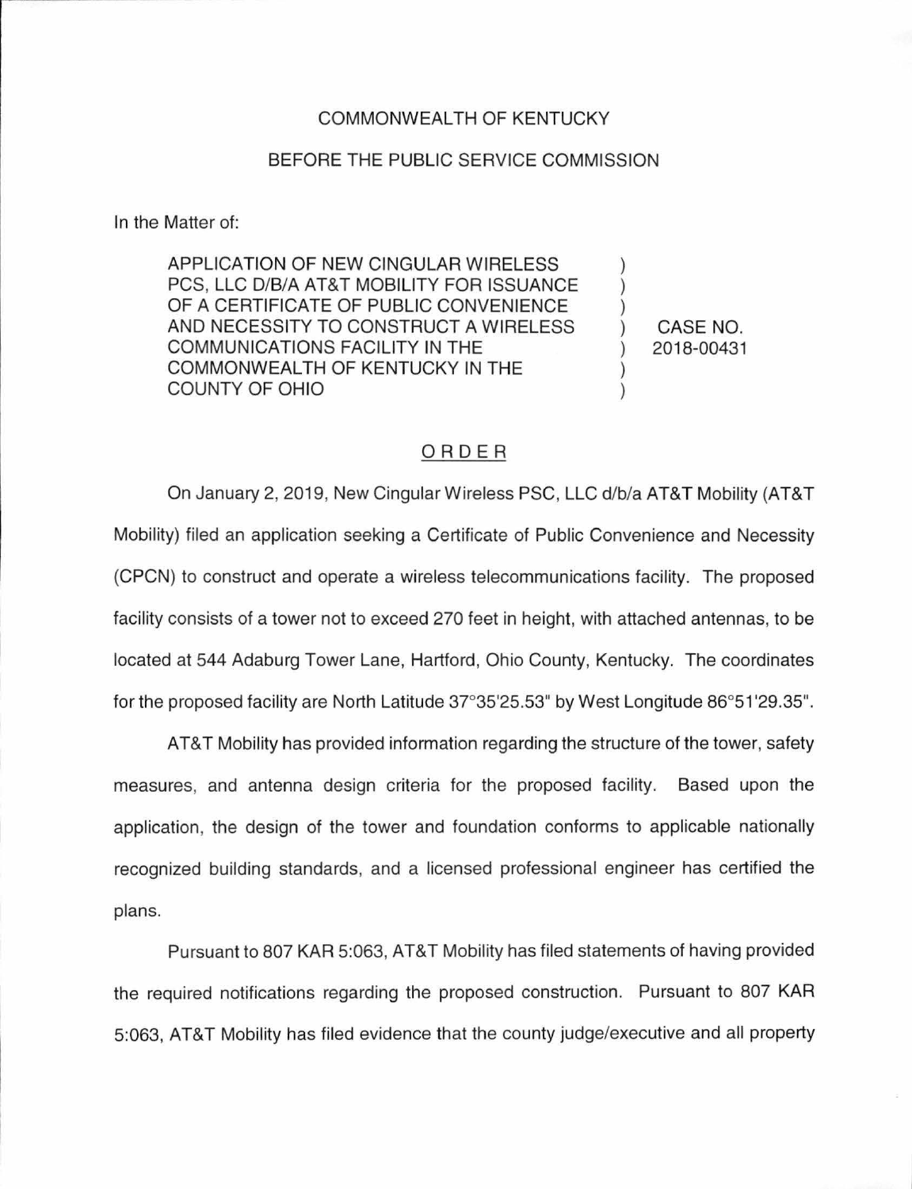COMMONWEALTH OF KENTUCKY

BEFORE THE PUBLIC SERVICE COMMISSION

In the Matter of:

| | | |
|---|---|---|
| APPLICATION OF NEW CINGULAR WIRELESS PCS, LLC D/B/A AT&T MOBILITY FOR ISSUANCE OF A CERTIFICATE OF PUBLIC CONVENIENCE AND NECESSITY TO CONSTRUCT A WIRELESS COMMUNICATIONS FACILITY IN THE COMMONWEALTH OF KENTUCKY IN THE COUNTY OF OHIO | ) | CASE NO. 2018-00431 |

## ORDER

On January 2, 2019, New Cingular Wireless PSC, LLC d/b/a AT&T Mobility (AT&T Mobility) filed an application seeking a Certificate of Public Convenience and Necessity (CPCN) to construct and operate a wireless telecommunications facility. The proposed facility consists of a tower not to exceed 270 feet in height, with attached antennas, to be located at 544 Adaburg Tower Lane, Hartford, Ohio County, Kentucky. The coordinates for the proposed facility are North Latitude 37°35'25.53" by West Longitude 86°51'29.35".

AT&T Mobility has provided information regarding the structure of the tower, safety measures, and antenna design criteria for the proposed facility. Based upon the application, the design of the tower and foundation conforms to applicable nationally recognized building standards, and a licensed professional engineer has certified the plans.

Pursuant to 807 KAR 5:063, AT&T Mobility has filed statements of having provided the required notifications regarding the proposed construction. Pursuant to 807 KAR 5:063, AT&T Mobility has filed evidence that the county judge/executive and all property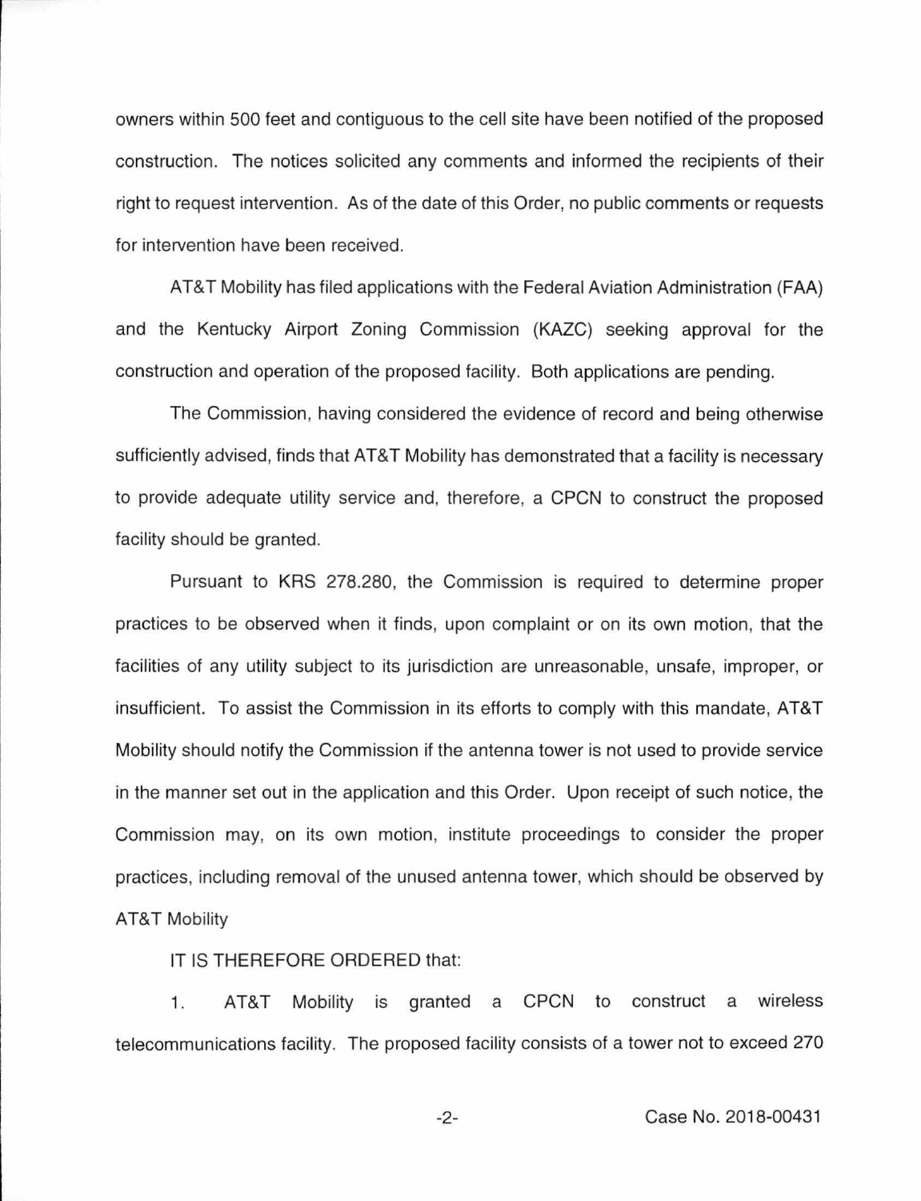owners within 500 feet and contiguous to the cell site have been notified of the proposed construction. The notices solicited any comments and informed the recipients of their right to request intervention. As of the date of this Order, no public comments or requests for intervention have been received.

AT&T Mobility has filed applications with the Federal Aviation Administration (FAA) and the Kentucky Airport Zoning Commission (KAZC) seeking approval for the construction and operation of the proposed facility. Both applications are pending.

The Commission, having considered the evidence of record and being otherwise sufficiently advised, finds that AT&T Mobility has demonstrated that a facility is necessary to provide adequate utility service and, therefore, a CPCN to construct the proposed facility should be granted.

Pursuant to KRS 278.280, the Commission is required to determine proper practices to be observed when it finds, upon complaint or on its own motion, that the facilities of any utility subject to its jurisdiction are unreasonable, unsafe, improper, or insufficient. To assist the Commission in its efforts to comply with this mandate, AT&T Mobility should notify the Commission if the antenna tower is not used to provide service in the manner set out in the application and this Order. Upon receipt of such notice, the Commission may, on its own motion, institute proceedings to consider the proper practices, including removal of the unused antenna tower, which should be observed by AT&T Mobility

IT IS THEREFORE ORDERED that:

1. AT&T Mobility is granted a CPCN to construct a wireless telecommunications facility. The proposed facility consists of a tower not to exceed 270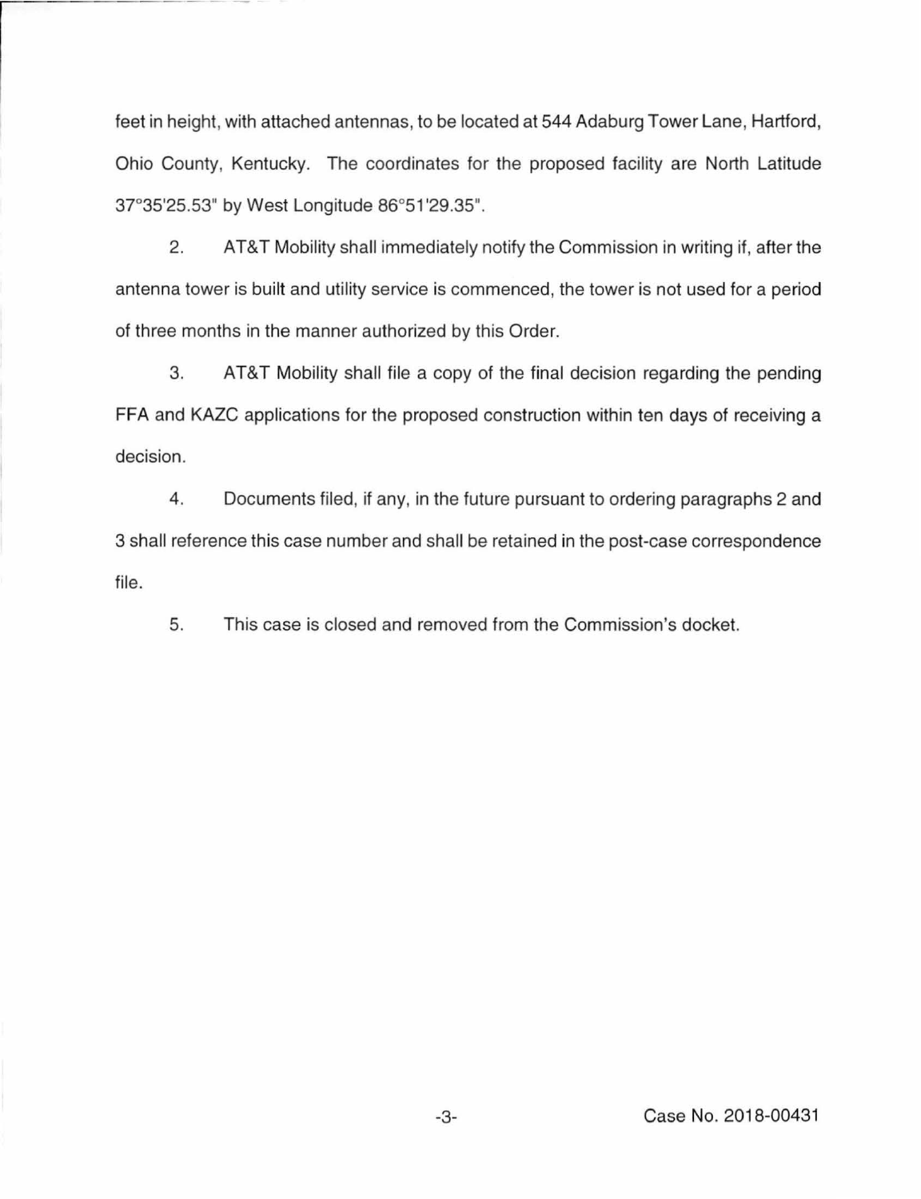feet in height, with attached antennas, to be located at 544 Adaburg Tower Lane, Hartford, Ohio County, Kentucky. The coordinates for the proposed facility are North Latitude 37°35'25.53" by West Longitude 86°51'29.35".

2. AT&T Mobility shall immediately notify the Commission in writing if, after the antenna tower is built and utility service is commenced, the tower is not used for a period of three months in the manner authorized by this Order.

3. AT&T Mobility shall file a copy of the final decision regarding the pending FFA and KAZC applications for the proposed construction within ten days of receiving a decision.

4. Documents filed, if any, in the future pursuant to ordering paragraphs 2 and 3 shall reference this case number and shall be retained in the post-case correspondence file.

5. This case is closed and removed from the Commission's docket.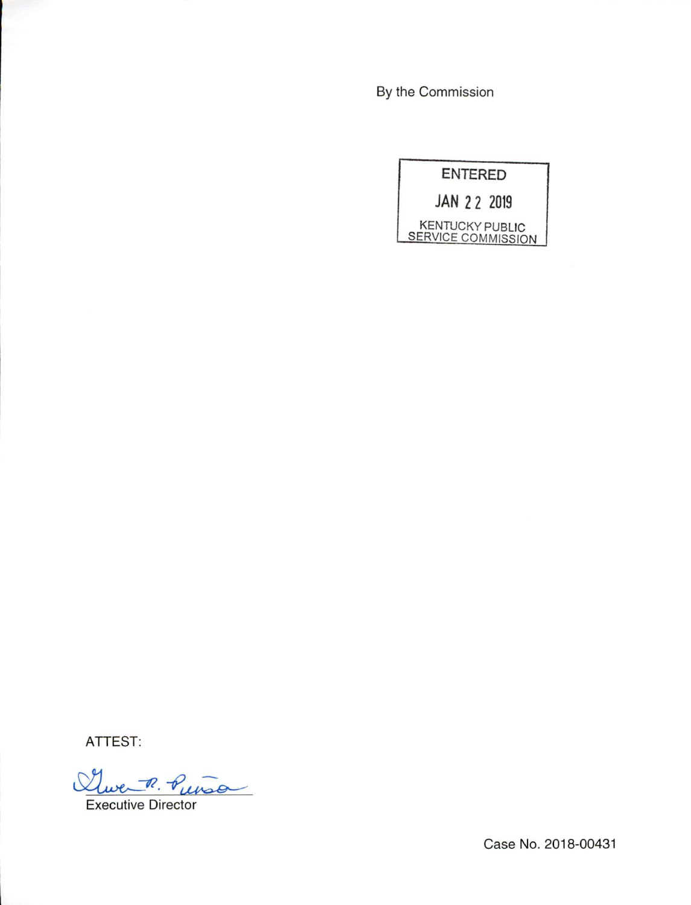By the Commission

ENTERED

JAN 22 2019

KENTUCKY PUBLIC SERVICE COMMISSION

ATTEST:

Gwen R. Pinson

Executive Director

Case No. 2018-00431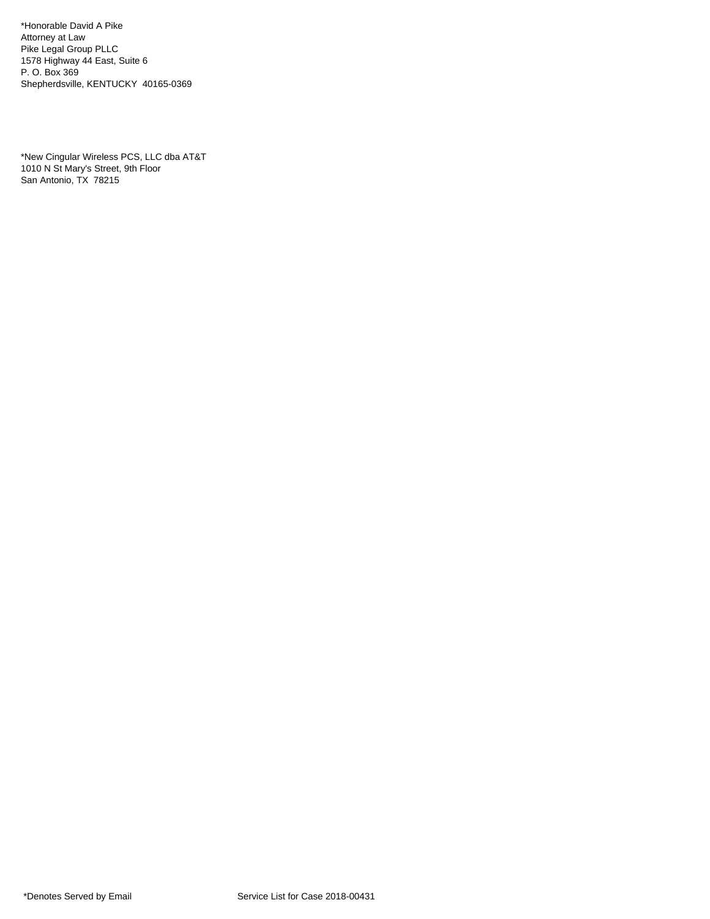*Honorable David A Pike
Attorney at Law
Pike Legal Group PLLC
1578 Highway 44 East, Suite 6
P. O. Box 369
Shepherdsville, KENTUCKY  40165-0369

*New Cingular Wireless PCS, LLC dba AT&T
1010 N St Mary's Street, 9th Floor
San Antonio, TX  78215

*Denotes Served by Email

Service List for Case 2018-00431